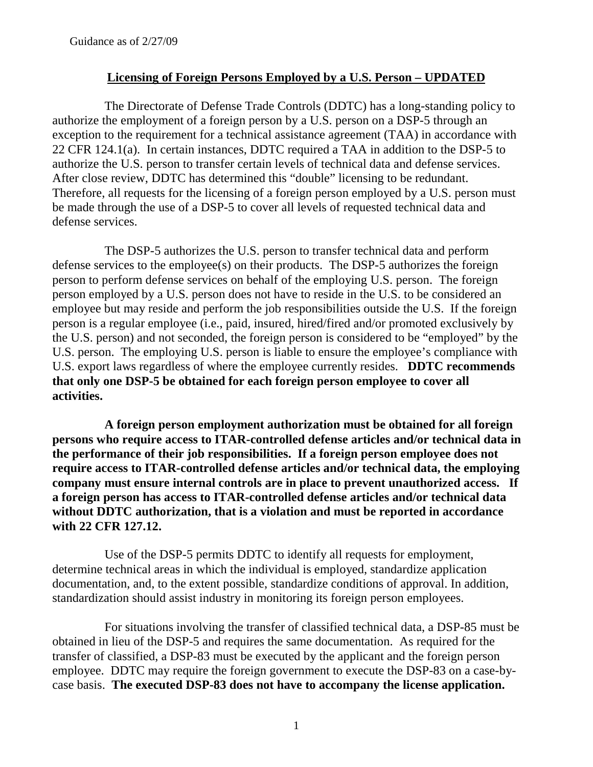Guidance as of 2/27/09

## Licensing of Foreign Persons Employed by a U.S. Person – UPDATED

The Directorate of Defense Trade Controls (DDTC) has a long-standing policy to authorize the employment of a foreign person by a U.S. person on a DSP-5 through an exception to the requirement for a technical assistance agreement (TAA) in accordance with 22 CFR 124.1(a). In certain instances, DDTC required a TAA in addition to the DSP-5 to authorize the U.S. person to transfer certain levels of technical data and defense services. After close review, DDTC has determined this "double" licensing to be redundant. Therefore, all requests for the licensing of a foreign person employed by a U.S. person must be made through the use of a DSP-5 to cover all levels of requested technical data and defense services.

The DSP-5 authorizes the U.S. person to transfer technical data and perform defense services to the employee(s) on their products. The DSP-5 authorizes the foreign person to perform defense services on behalf of the employing U.S. person. The foreign person employed by a U.S. person does not have to reside in the U.S. to be considered an employee but may reside and perform the job responsibilities outside the U.S. If the foreign person is a regular employee (i.e., paid, insured, hired/fired and/or promoted exclusively by the U.S. person) and not seconded, the foreign person is considered to be "employed" by the U.S. person. The employing U.S. person is liable to ensure the employee's compliance with U.S. export laws regardless of where the employee currently resides. **DDTC recommends that only one DSP-5 be obtained for each foreign person employee to cover all activities.**

**A foreign person employment authorization must be obtained for all foreign persons who require access to ITAR-controlled defense articles and/or technical data in the performance of their job responsibilities. If a foreign person employee does not require access to ITAR-controlled defense articles and/or technical data, the employing company must ensure internal controls are in place to prevent unauthorized access. If a foreign person has access to ITAR-controlled defense articles and/or technical data without DDTC authorization, that is a violation and must be reported in accordance with 22 CFR 127.12.**

Use of the DSP-5 permits DDTC to identify all requests for employment, determine technical areas in which the individual is employed, standardize application documentation, and, to the extent possible, standardize conditions of approval. In addition, standardization should assist industry in monitoring its foreign person employees.

For situations involving the transfer of classified technical data, a DSP-85 must be obtained in lieu of the DSP-5 and requires the same documentation. As required for the transfer of classified, a DSP-83 must be executed by the applicant and the foreign person employee. DDTC may require the foreign government to execute the DSP-83 on a case-by-case basis. **The executed DSP-83 does not have to accompany the license application.**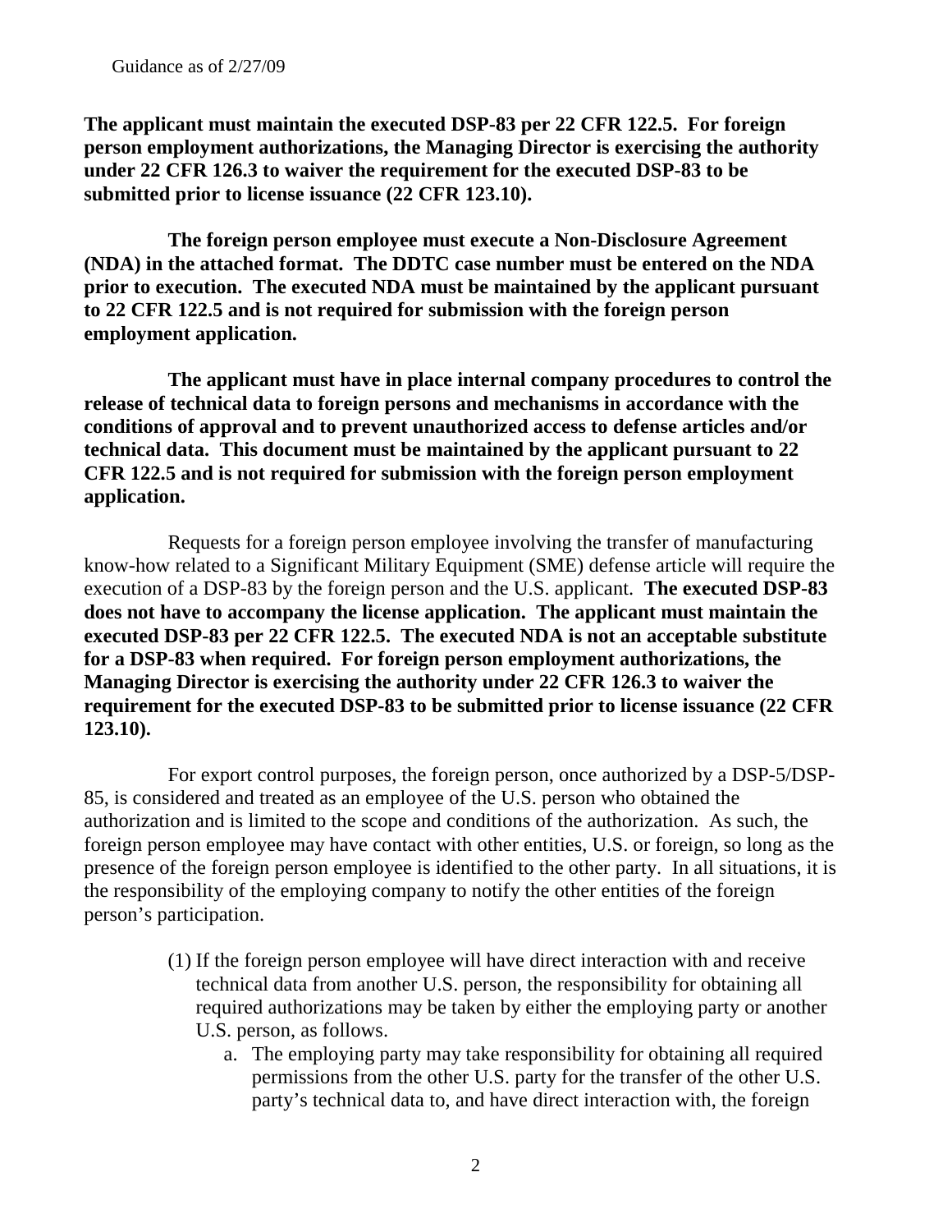Guidance as of 2/27/09

**The applicant must maintain the executed DSP-83 per 22 CFR 122.5. For foreign person employment authorizations, the Managing Director is exercising the authority under 22 CFR 126.3 to waiver the requirement for the executed DSP-83 to be submitted prior to license issuance (22 CFR 123.10).**

**The foreign person employee must execute a Non-Disclosure Agreement (NDA) in the attached format. The DDTC case number must be entered on the NDA prior to execution. The executed NDA must be maintained by the applicant pursuant to 22 CFR 122.5 and is not required for submission with the foreign person employment application.**

**The applicant must have in place internal company procedures to control the release of technical data to foreign persons and mechanisms in accordance with the conditions of approval and to prevent unauthorized access to defense articles and/or technical data. This document must be maintained by the applicant pursuant to 22 CFR 122.5 and is not required for submission with the foreign person employment application.**

Requests for a foreign person employee involving the transfer of manufacturing know-how related to a Significant Military Equipment (SME) defense article will require the execution of a DSP-83 by the foreign person and the U.S. applicant. **The executed DSP-83 does not have to accompany the license application. The applicant must maintain the executed DSP-83 per 22 CFR 122.5. The executed NDA is not an acceptable substitute for a DSP-83 when required. For foreign person employment authorizations, the Managing Director is exercising the authority under 22 CFR 126.3 to waiver the requirement for the executed DSP-83 to be submitted prior to license issuance (22 CFR 123.10).**

For export control purposes, the foreign person, once authorized by a DSP-5/DSP-85, is considered and treated as an employee of the U.S. person who obtained the authorization and is limited to the scope and conditions of the authorization. As such, the foreign person employee may have contact with other entities, U.S. or foreign, so long as the presence of the foreign person employee is identified to the other party. In all situations, it is the responsibility of the employing company to notify the other entities of the foreign person's participation.

(1) If the foreign person employee will have direct interaction with and receive technical data from another U.S. person, the responsibility for obtaining all required authorizations may be taken by either the employing party or another U.S. person, as follows.
   a. The employing party may take responsibility for obtaining all required permissions from the other U.S. party for the transfer of the other U.S. party's technical data to, and have direct interaction with, the foreign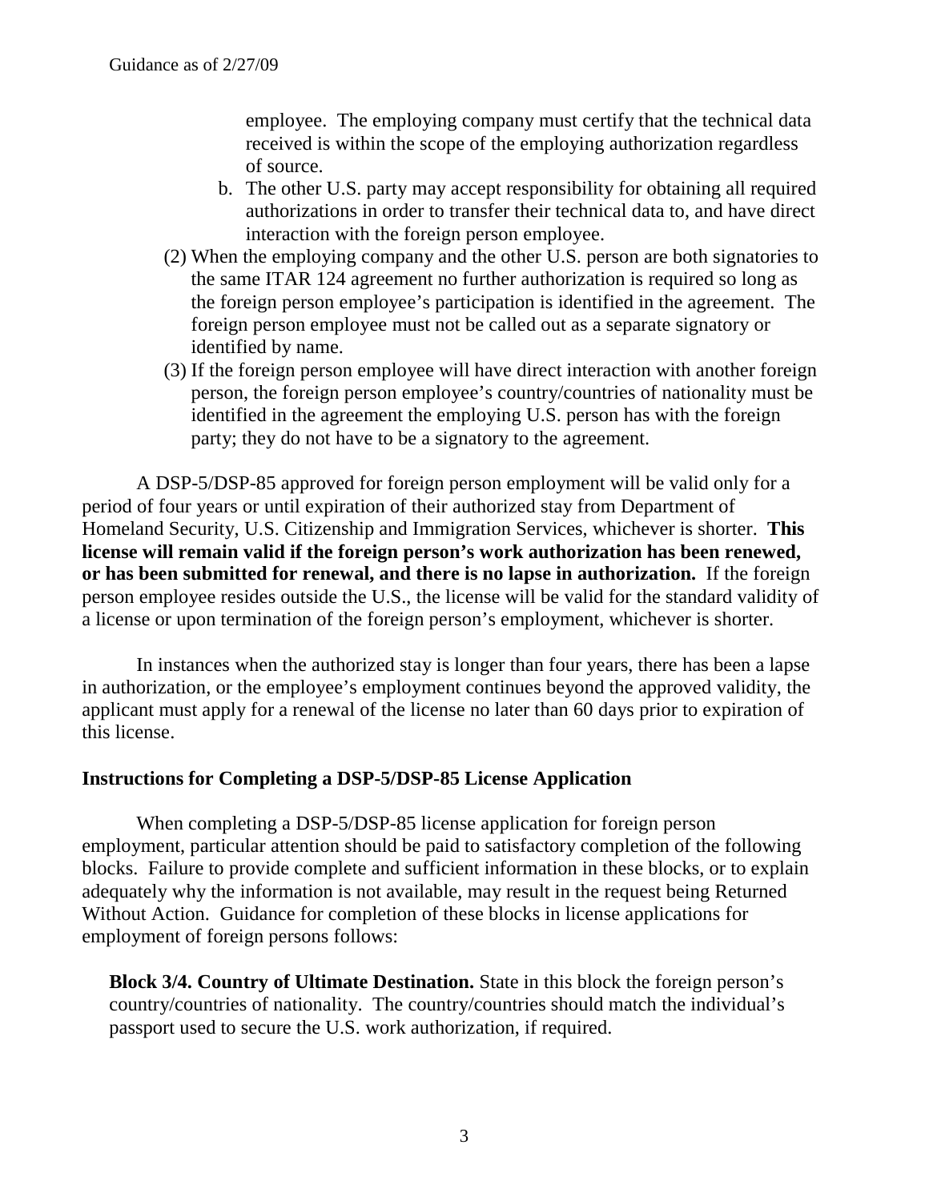employee. The employing company must certify that the technical data received is within the scope of the employing authorization regardless of source.

   b. The other U.S. party may accept responsibility for obtaining all required authorizations in order to transfer their technical data to, and have direct interaction with the foreign person employee.

(2) When the employing company and the other U.S. person are both signatories to the same ITAR 124 agreement no further authorization is required so long as the foreign person employee's participation is identified in the agreement. The foreign person employee must not be called out as a separate signatory or identified by name.

(3) If the foreign person employee will have direct interaction with another foreign person, the foreign person employee's country/countries of nationality must be identified in the agreement the employing U.S. person has with the foreign party; they do not have to be a signatory to the agreement.

A DSP-5/DSP-85 approved for foreign person employment will be valid only for a period of four years or until expiration of their authorized stay from Department of Homeland Security, U.S. Citizenship and Immigration Services, whichever is shorter. **This license will remain valid if the foreign person's work authorization has been renewed, or has been submitted for renewal, and there is no lapse in authorization.** If the foreign person employee resides outside the U.S., the license will be valid for the standard validity of a license or upon termination of the foreign person's employment, whichever is shorter.

In instances when the authorized stay is longer than four years, there has been a lapse in authorization, or the employee's employment continues beyond the approved validity, the applicant must apply for a renewal of the license no later than 60 days prior to expiration of this license.

## Instructions for Completing a DSP-5/DSP-85 License Application

When completing a DSP-5/DSP-85 license application for foreign person employment, particular attention should be paid to satisfactory completion of the following blocks. Failure to provide complete and sufficient information in these blocks, or to explain adequately why the information is not available, may result in the request being Returned Without Action. Guidance for completion of these blocks in license applications for employment of foreign persons follows:

**Block 3/4. Country of Ultimate Destination.** State in this block the foreign person's country/countries of nationality. The country/countries should match the individual's passport used to secure the U.S. work authorization, if required.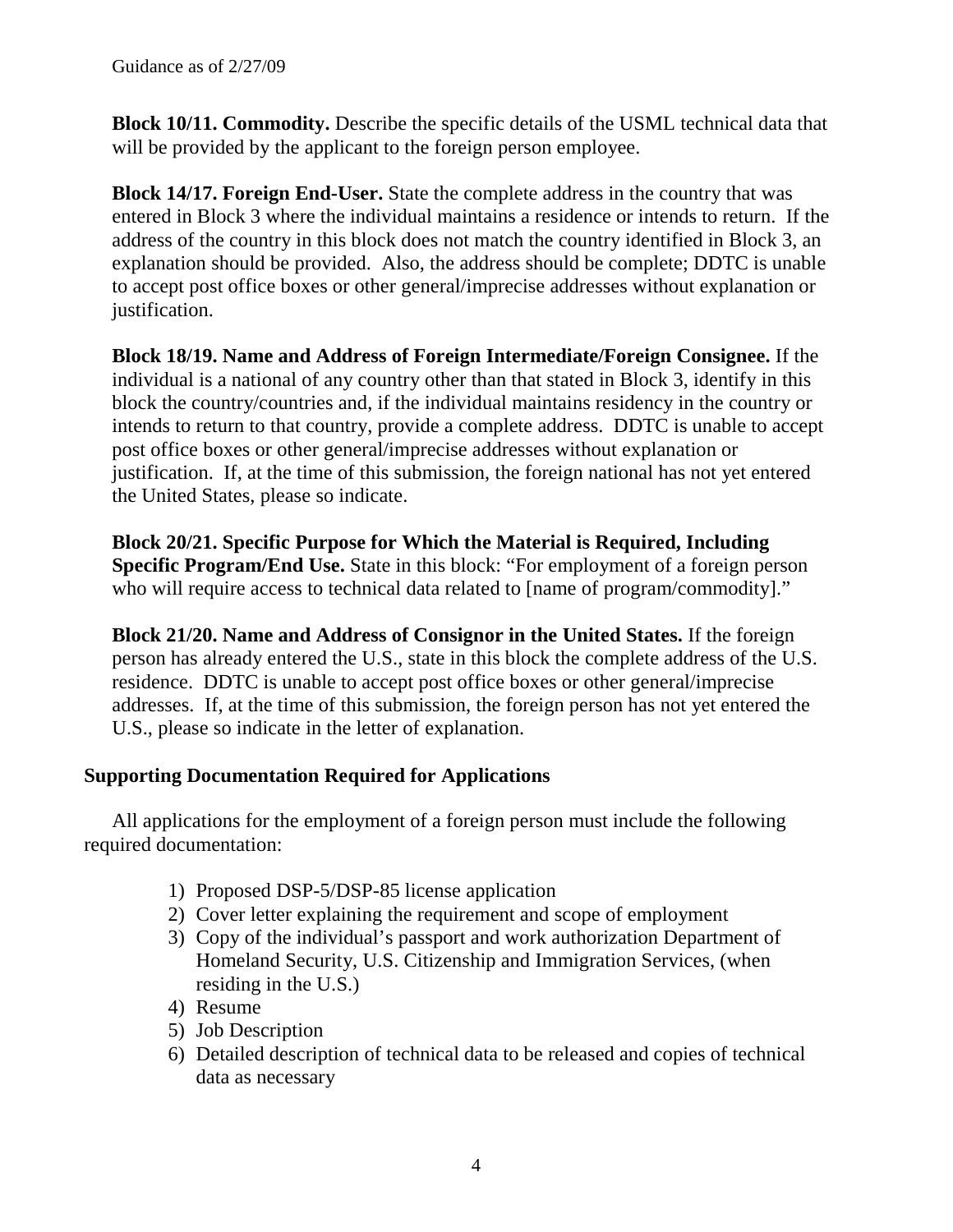Guidance as of 2/27/09

**Block 10/11. Commodity.** Describe the specific details of the USML technical data that will be provided by the applicant to the foreign person employee.

**Block 14/17. Foreign End-User.** State the complete address in the country that was entered in Block 3 where the individual maintains a residence or intends to return. If the address of the country in this block does not match the country identified in Block 3, an explanation should be provided. Also, the address should be complete; DDTC is unable to accept post office boxes or other general/imprecise addresses without explanation or justification.

**Block 18/19. Name and Address of Foreign Intermediate/Foreign Consignee.** If the individual is a national of any country other than that stated in Block 3, identify in this block the country/countries and, if the individual maintains residency in the country or intends to return to that country, provide a complete address. DDTC is unable to accept post office boxes or other general/imprecise addresses without explanation or justification. If, at the time of this submission, the foreign national has not yet entered the United States, please so indicate.

**Block 20/21. Specific Purpose for Which the Material is Required, Including Specific Program/End Use.** State in this block: "For employment of a foreign person who will require access to technical data related to [name of program/commodity]."

**Block 21/20. Name and Address of Consignor in the United States.** If the foreign person has already entered the U.S., state in this block the complete address of the U.S. residence. DDTC is unable to accept post office boxes or other general/imprecise addresses. If, at the time of this submission, the foreign person has not yet entered the U.S., please so indicate in the letter of explanation.

## Supporting Documentation Required for Applications

All applications for the employment of a foreign person must include the following required documentation:

1) Proposed DSP-5/DSP-85 license application
2) Cover letter explaining the requirement and scope of employment
3) Copy of the individual's passport and work authorization Department of Homeland Security, U.S. Citizenship and Immigration Services, (when residing in the U.S.)
4) Resume
5) Job Description
6) Detailed description of technical data to be released and copies of technical data as necessary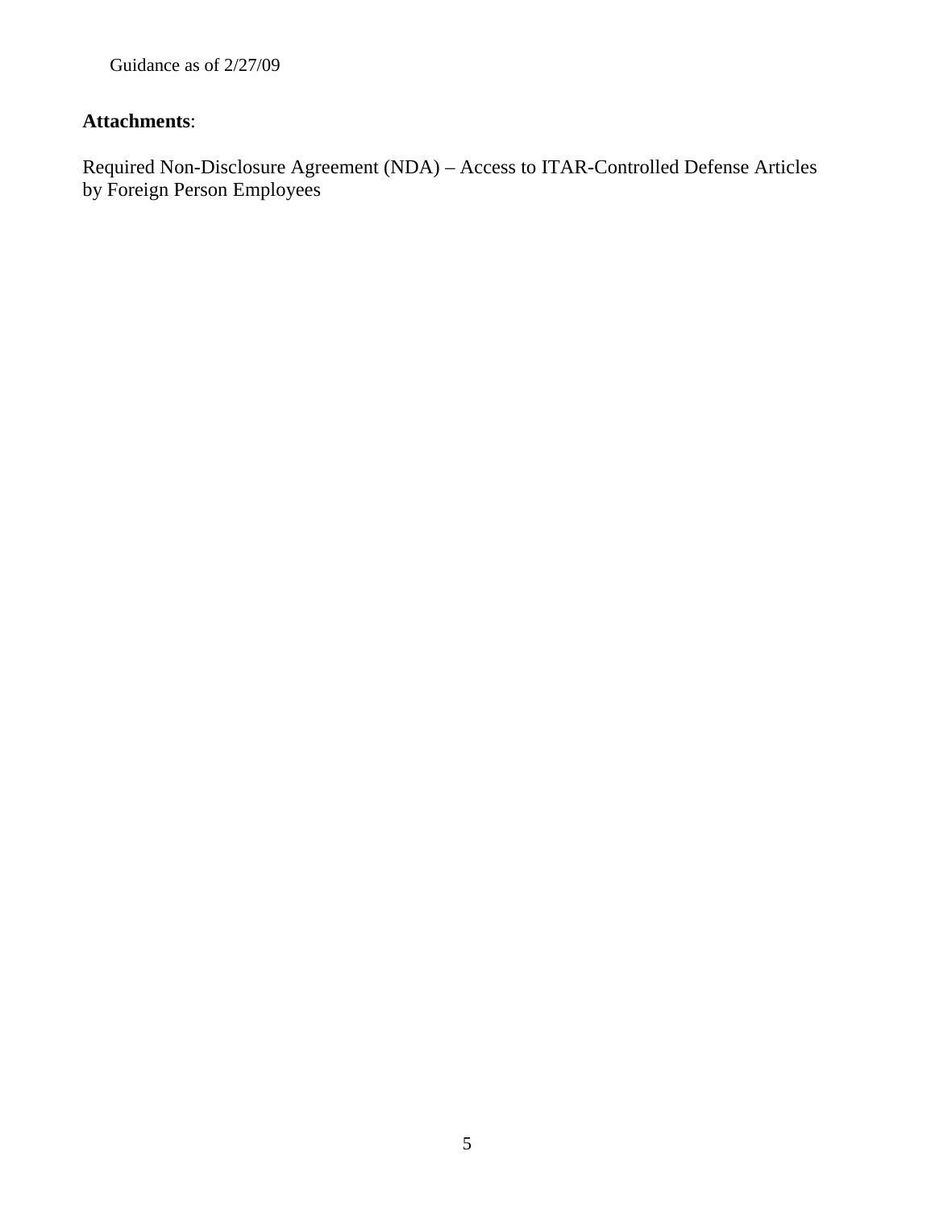Guidance as of 2/27/09

**Attachments**:

Required Non-Disclosure Agreement (NDA) – Access to ITAR-Controlled Defense Articles by Foreign Person Employees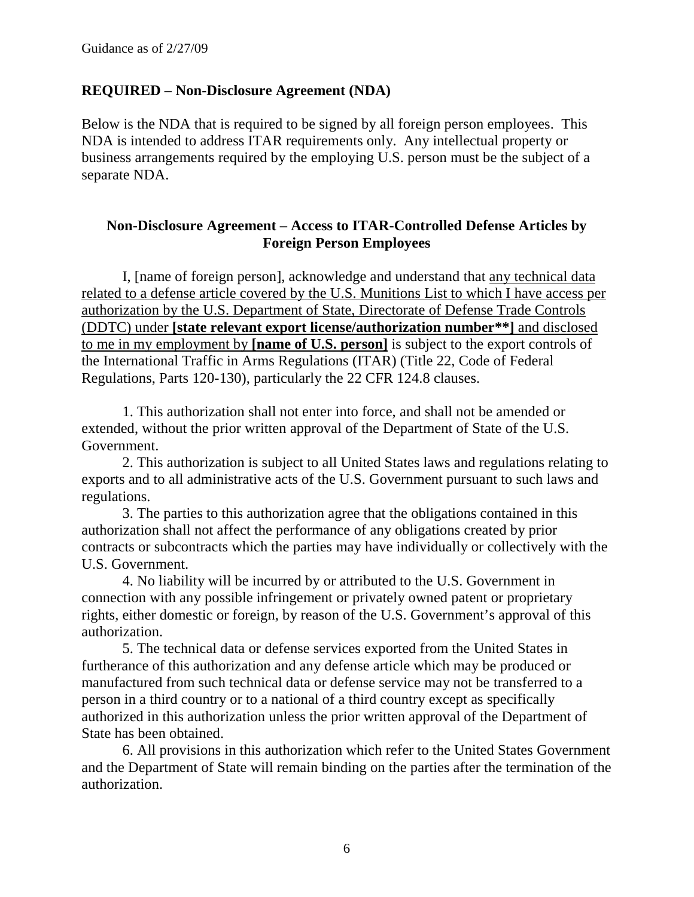Guidance as of 2/27/09

## REQUIRED – Non-Disclosure Agreement (NDA)

Below is the NDA that is required to be signed by all foreign person employees. This NDA is intended to address ITAR requirements only. Any intellectual property or business arrangements required by the employing U.S. person must be the subject of a separate NDA.

### Non-Disclosure Agreement – Access to ITAR-Controlled Defense Articles by Foreign Person Employees

I, [name of foreign person], acknowledge and understand that <u>any technical data related to a defense article covered by the U.S. Munitions List to which I have access per authorization by the U.S. Department of State, Directorate of Defense Trade Controls (DDTC) under **[state relevant export license/authorization number**]** and disclosed to me in my employment by **[name of U.S. person]**</u> is subject to the export controls of the International Traffic in Arms Regulations (ITAR) (Title 22, Code of Federal Regulations, Parts 120-130), particularly the 22 CFR 124.8 clauses.

1. This authorization shall not enter into force, and shall not be amended or extended, without the prior written approval of the Department of State of the U.S. Government.
2. This authorization is subject to all United States laws and regulations relating to exports and to all administrative acts of the U.S. Government pursuant to such laws and regulations.
3. The parties to this authorization agree that the obligations contained in this authorization shall not affect the performance of any obligations created by prior contracts or subcontracts which the parties may have individually or collectively with the U.S. Government.
4. No liability will be incurred by or attributed to the U.S. Government in connection with any possible infringement or privately owned patent or proprietary rights, either domestic or foreign, by reason of the U.S. Government's approval of this authorization.
5. The technical data or defense services exported from the United States in furtherance of this authorization and any defense article which may be produced or manufactured from such technical data or defense service may not be transferred to a person in a third country or to a national of a third country except as specifically authorized in this authorization unless the prior written approval of the Department of State has been obtained.
6. All provisions in this authorization which refer to the United States Government and the Department of State will remain binding on the parties after the termination of the authorization.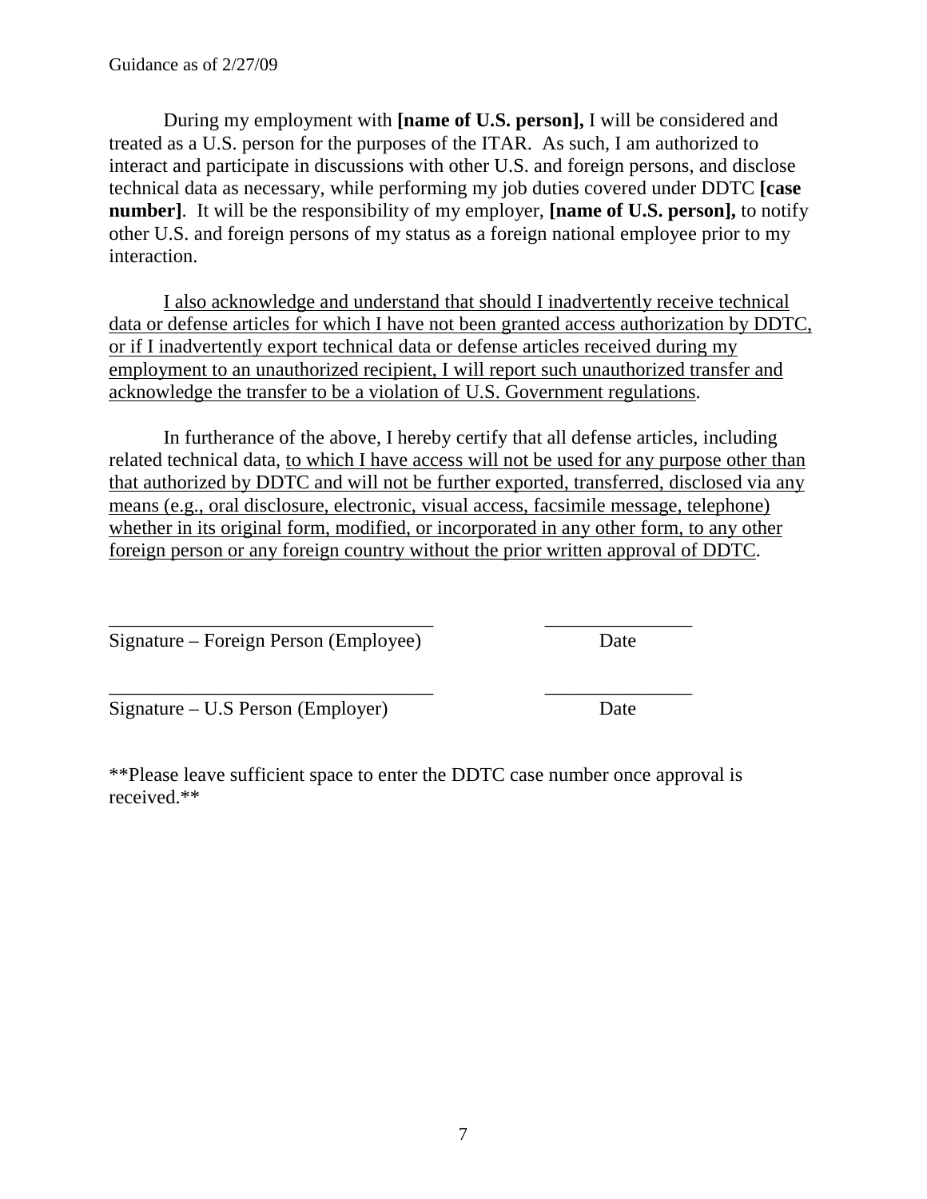During my employment with **[name of U.S. person],** I will be considered and treated as a U.S. person for the purposes of the ITAR. As such, I am authorized to interact and participate in discussions with other U.S. and foreign persons, and disclose technical data as necessary, while performing my job duties covered under DDTC **[case number]**. It will be the responsibility of my employer, **[name of U.S. person],** to notify other U.S. and foreign persons of my status as a foreign national employee prior to my interaction.

<u>I also acknowledge and understand that should I inadvertently receive technical data or defense articles for which I have not been granted access authorization by DDTC, or if I inadvertently export technical data or defense articles received during my employment to an unauthorized recipient, I will report such unauthorized transfer and acknowledge the transfer to be a violation of U.S. Government regulations</u>.

In furtherance of the above, I hereby certify that all defense articles, including related technical data, <u>to which I have access will not be used for any purpose other than that authorized by DDTC and will not be further exported, transferred, disclosed via any means (e.g., oral disclosure, electronic, visual access, facsimile message, telephone) whether in its original form, modified, or incorporated in any other form, to any other foreign person or any foreign country without the prior written approval of DDTC</u>.

_________________________________ _______________
Signature – Foreign Person (Employee) Date

_________________________________ _______________
Signature – U.S Person (Employer) Date

**Please leave sufficient space to enter the DDTC case number once approval is received.**